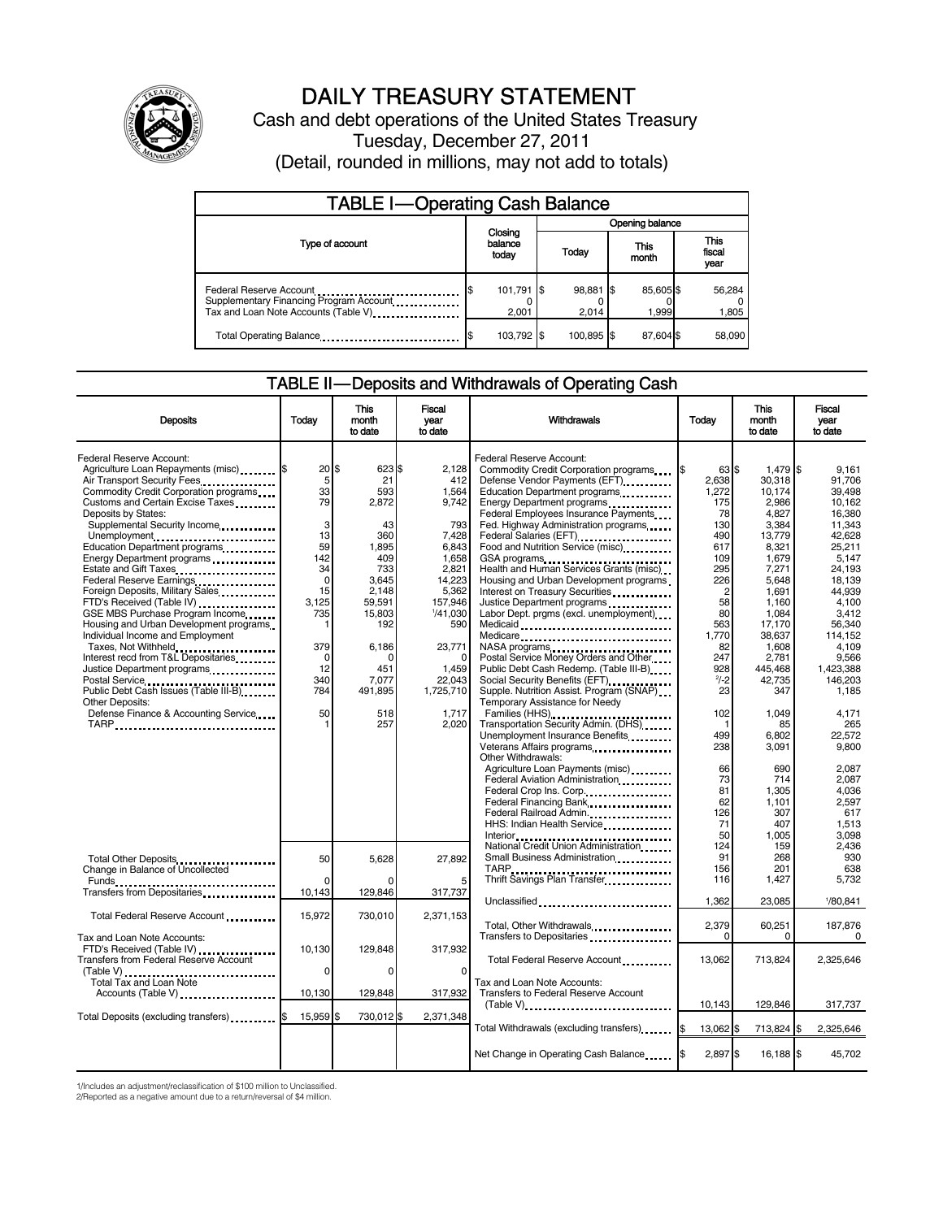# DAILY TREASURY STATEMENT

Cash and debt operations of the United States Treasury

Tuesday, December 27, 2011

(Detail, rounded in millions, may not add to totals)

## TABLE I—Operating Cash Balance

| Type of account | Closing balance today | Opening balance Today | Opening balance This month | Opening balance This fiscal year |
|---|---|---|---|---|
| Federal Reserve Account | $ 101,791 | $ 98,881 | $ 85,605 | $ 56,284 |
| Supplementary Financing Program Account | 0 | 0 | 0 | 0 |
| Tax and Loan Note Accounts (Table V) | 2,001 | 2,014 | 1,999 | 1,805 |
| Total Operating Balance | $ 103,792 | $ 100,895 | $ 87,604 | $ 58,090 |

## TABLE II—Deposits and Withdrawals of Operating Cash

| Deposits | Today | This month to date | Fiscal year to date |
|---|---|---|---|
| Federal Reserve Account: | | | |
| Agriculture Loan Repayments (misc) | $ 20 | $ 623 | $ 2,128 |
| Air Transport Security Fees | 5 | 21 | 412 |
| Commodity Credit Corporation programs | 33 | 593 | 1,564 |
| Customs and Certain Excise Taxes | 79 | 2,872 | 9,742 |
| Deposits by States: | | | |
| Supplemental Security Income | 3 | 43 | 793 |
| Unemployment | 13 | 360 | 7,428 |
| Education Department programs | 59 | 1,895 | 6,843 |
| Energy Department programs | 142 | 409 | 1,658 |
| Estate and Gift Taxes | 34 | 733 | 2,821 |
| Federal Reserve Earnings | 0 | 3,645 | 14,223 |
| Foreign Deposits, Military Sales | 15 | 2,148 | 5,362 |
| FTD's Received (Table IV) | 3,125 | 59,591 | 157,946 |
| GSE MBS Purchase Program Income | 735 | 15,803 | [1]41,030 |
| Housing and Urban Development programs | 1 | 192 | 590 |
| Individual Income and Employment Taxes, Not Withheld | 379 | 6,186 | 23,771 |
| Interest recd from T&L Depositaries | 0 | 0 | 0 |
| Justice Department programs | 12 | 451 | 1,459 |
| Postal Service | 340 | 7,077 | 22,043 |
| Public Debt Cash Issues (Table III-B) | 784 | 491,895 | 1,725,710 |
| Other Deposits: | | | |
| Defense Finance & Accounting Service | 50 | 518 | 1,717 |
| TARP | 1 | 257 | 2,020 |
| Total Other Deposits | 50 | 5,628 | 27,892 |
| Change in Balance of Uncollected Funds | 0 | 0 | 5 |
| Transfers from Depositaries | 10,143 | 129,846 | 317,737 |
| Total Federal Reserve Account | 15,972 | 730,010 | 2,371,153 |
| Tax and Loan Note Accounts: | | | |
| FTD's Received (Table IV) | 10,130 | 129,848 | 317,932 |
| Transfers from Federal Reserve Account (Table V) | 0 | 0 | 0 |
| Total Tax and Loan Note Accounts (Table V) | 10,130 | 129,848 | 317,932 |
| Total Deposits (excluding transfers) | $ 15,959 | $ 730,012 | $ 2,371,348 |

| Withdrawals | Today | This month to date | Fiscal year to date |
|---|---|---|---|
| Federal Reserve Account: | | | |
| Commodity Credit Corporation programs | $ 63 | $ 1,479 | $ 9,161 |
| Defense Vendor Payments (EFT) | 2,638 | 30,318 | 91,706 |
| Education Department programs | 1,272 | 10,174 | 39,498 |
| Energy Department programs | 175 | 2,986 | 10,162 |
| Federal Employees Insurance Payments | 78 | 4,827 | 16,380 |
| Fed. Highway Administration programs | 130 | 3,384 | 11,343 |
| Federal Salaries (EFT) | 490 | 13,779 | 42,628 |
| Food and Nutrition Service (misc) | 617 | 8,321 | 25,211 |
| GSA programs | 109 | 1,679 | 5,147 |
| Health and Human Services Grants (misc) | 295 | 7,271 | 24,193 |
| Housing and Urban Development programs | 226 | 5,648 | 18,139 |
| Interest on Treasury Securities | 2 | 1,691 | 44,939 |
| Justice Department programs | 58 | 1,160 | 4,100 |
| Labor Dept. prgms (excl. unemployment) | 80 | 1,084 | 3,412 |
| Medicaid | 563 | 17,170 | 56,340 |
| Medicare | 1,770 | 38,637 | 114,152 |
| NASA programs | 82 | 1,608 | 4,109 |
| Postal Service Money Orders and Other | 247 | 2,781 | 9,566 |
| Public Debt Cash Redemp. (Table III-B) | 928 | 445,468 | 1,423,388 |
| Social Security Benefits (EFT) | [2]-2 | 42,735 | 146,203 |
| Supple. Nutrition Assist. Program (SNAP) | 23 | 347 | 1,185 |
| Temporary Assistance for Needy Families (HHS) | 102 | 1,049 | 4,171 |
| Transportation Security Admin. (DHS) | 1 | 85 | 265 |
| Unemployment Insurance Benefits | 499 | 6,802 | 22,572 |
| Veterans Affairs programs | 238 | 3,091 | 9,800 |
| Other Withdrawals: | | | |
| Agriculture Loan Payments (misc) | 66 | 690 | 2,087 |
| Federal Aviation Administration | 73 | 714 | 2,087 |
| Federal Crop Ins. Corp. | 81 | 1,305 | 4,036 |
| Federal Financing Bank | 62 | 1,101 | 2,597 |
| Federal Railroad Admin. | 126 | 307 | 617 |
| HHS: Indian Health Service | 71 | 407 | 1,513 |
| Interior | 50 | 1,005 | 3,098 |
| National Credit Union Administration | 124 | 159 | 2,436 |
| Small Business Administration | 91 | 268 | 930 |
| TARP | 156 | 201 | 638 |
| Thrift Savings Plan Transfer | 116 | 1,427 | 5,732 |
| Unclassified | 1,362 | 23,085 | [1]80,841 |
| Total, Other Withdrawals | 2,379 | 60,251 | 187,876 |
| Transfers to Depositaries | 0 | 0 | 0 |
| Total Federal Reserve Account | 13,062 | 713,824 | 2,325,646 |
| Tax and Loan Note Accounts: | | | |
| Transfers to Federal Reserve Account (Table V) | 10,143 | 129,846 | 317,737 |
| Total Withdrawals (excluding transfers) | $ 13,062 | $ 713,824 | $ 2,325,646 |
| Net Change in Operating Cash Balance | $ 2,897 | $ 16,188 | $ 45,702 |

1/Includes an adjustment/reclassification of $100 million to Unclassified.

2/Reported as a negative amount due to a return/reversal of $4 million.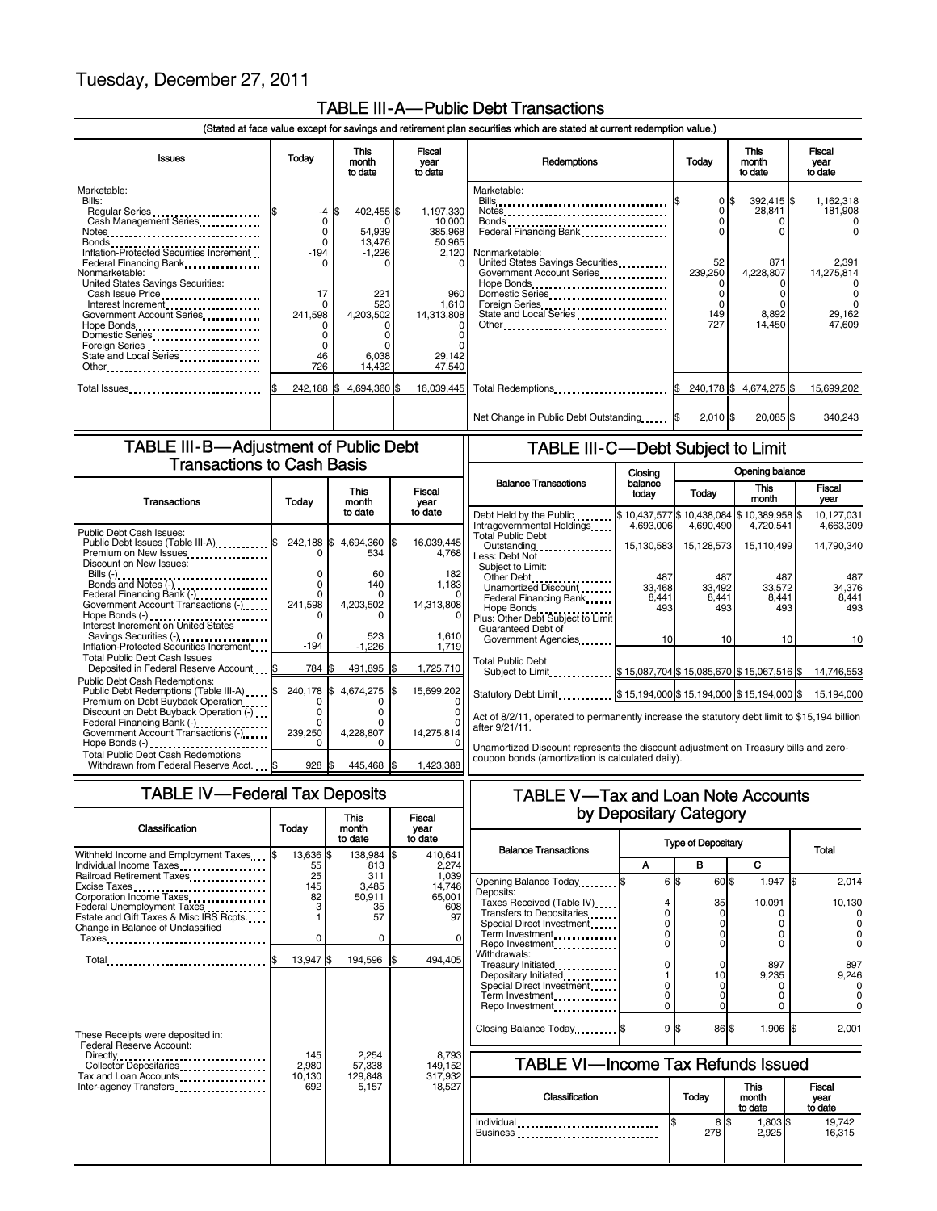Tuesday, December 27, 2011

## TABLE III-A—Public Debt Transactions

(Stated at face value except for savings and retirement plan securities which are stated at current redemption value.)

| Issues | Today | This month to date | Fiscal year to date |
|---|---|---|---|
| Marketable: | | | |
| Bills: | | | |
| Regular Series | $ -4 | $ 402,455 | $ 1,197,330 |
| Cash Management Series | 0 | 0 | 10,000 |
| Notes | 0 | 54,939 | 385,968 |
| Bonds | 0 | 13,476 | 50,965 |
| Inflation-Protected Securities Increment | -194 | -1,226 | 2,120 |
| Federal Financing Bank | 0 | 0 | 0 |
| Nonmarketable: | | | |
| United States Savings Securities: | | | |
| Cash Issue Price | 17 | 221 | 960 |
| Interest Increment | 0 | 523 | 1,610 |
| Government Account Series | 241,598 | 4,203,502 | 14,313,808 |
| Hope Bonds | 0 | 0 | 0 |
| Domestic Series | 0 | 0 | 0 |
| Foreign Series | 0 | 0 | 0 |
| State and Local Series | 46 | 6,038 | 29,142 |
| Other | 726 | 14,432 | 47,540 |
| Total Issues | $ 242,188 | $ 4,694,360 | $ 16,039,445 |

| Redemptions | Today | This month to date | Fiscal year to date |
|---|---|---|---|
| Marketable: | | | |
| Bills | $ 0 | $ 392,415 | $ 1,162,318 |
| Notes | 0 | 28,841 | 181,908 |
| Bonds | 0 | 0 | 0 |
| Federal Financing Bank | 0 | 0 | 0 |
| Nonmarketable: | | | |
| United States Savings Securities | 52 | 871 | 2,391 |
| Government Account Series | 239,250 | 4,228,807 | 14,275,814 |
| Hope Bonds | 0 | 0 | 0 |
| Domestic Series | 0 | 0 | 0 |
| Foreign Series | 0 | 0 | 0 |
| State and Local Series | 149 | 8,892 | 29,162 |
| Other | 727 | 14,450 | 47,609 |
| Total Redemptions | $ 240,178 | $ 4,674,275 | $ 15,699,202 |
| Net Change in Public Debt Outstanding | $ 2,010 | $ 20,085 | $ 340,243 |

## TABLE III-B—Adjustment of Public Debt Transactions to Cash Basis

| Transactions | Today | This month to date | Fiscal year to date |
|---|---|---|---|
| Public Debt Cash Issues: | | | |
| Public Debt Issues (Table III-A) | $ 242,188 | $ 4,694,360 | $ 16,039,445 |
| Premium on New Issues | 0 | 534 | 4,768 |
| Discount on New Issues: | | | |
| Bills (-) | 0 | 60 | 182 |
| Bonds and Notes (-) | 0 | 140 | 1,183 |
| Federal Financing Bank (-) | 0 | 0 | 0 |
| Government Account Transactions (-) | 241,598 | 4,203,502 | 14,313,808 |
| Hope Bonds (-) | 0 | 0 | 0 |
| Interest Increment on United States Savings Securities (-) | 0 | 523 | 1,610 |
| Inflation-Protected Securities Increment | -194 | -1,226 | 1,719 |
| Total Public Debt Cash Issues Deposited in Federal Reserve Account | $ 784 | $ 491,895 | $ 1,725,710 |
| Public Debt Cash Redemptions: | | | |
| Public Debt Redemptions (Table III-A) | $ 240,178 | $ 4,674,275 | $ 15,699,202 |
| Premium on Debt Buyback Operation | 0 | 0 | 0 |
| Discount on Debt Buyback Operation (-) | 0 | 0 | 0 |
| Federal Financing Bank (-) | 0 | 0 | 0 |
| Government Account Transactions (-) | 239,250 | 4,228,807 | 14,275,814 |
| Hope Bonds (-) | 0 | 0 | 0 |
| Total Public Debt Cash Redemptions Withdrawn from Federal Reserve Acct. | $ 928 | $ 445,468 | $ 1,423,388 |

## TABLE III-C—Debt Subject to Limit

| Balance Transactions | Closing balance today | Opening balance Today | Opening balance This month | Opening balance Fiscal year |
|---|---|---|---|---|
| Debt Held by the Public | $ 10,437,577 | $ 10,438,084 | $ 10,389,958 | $ 10,127,031 |
| Intragovernmental Holdings | 4,693,006 | 4,690,490 | 4,720,541 | 4,663,309 |
| Total Public Debt Outstanding | 15,130,583 | 15,128,573 | 15,110,499 | 14,790,340 |
| Less: Debt Not Subject to Limit: | | | | |
| Other Debt | 487 | 487 | 487 | 487 |
| Unamortized Discount | 33,468 | 33,492 | 33,572 | 34,376 |
| Federal Financing Bank | 8,441 | 8,441 | 8,441 | 8,441 |
| Hope Bonds | 493 | 493 | 493 | 493 |
| Plus: Other Debt Subject to Limit | | | | |
| Guaranteed Debt of Government Agencies | 10 | 10 | 10 | 10 |
| Total Public Debt Subject to Limit | $ 15,087,704 | $ 15,085,670 | $ 15,067,516 | $ 14,746,553 |
| Statutory Debt Limit | $ 15,194,000 | $ 15,194,000 | $ 15,194,000 | $ 15,194,000 |

Act of 8/2/11, operated to permanently increase the statutory debt limit to $15,194 billion after 9/21/11.

Unamortized Discount represents the discount adjustment on Treasury bills and zero-coupon bonds (amortization is calculated daily).

## TABLE IV—Federal Tax Deposits

| Classification | Today | This month to date | Fiscal year to date |
|---|---|---|---|
| Withheld Income and Employment Taxes | $ 13,636 | $ 138,984 | $ 410,641 |
| Individual Income Taxes | 55 | 813 | 2,274 |
| Railroad Retirement Taxes | 25 | 311 | 1,039 |
| Excise Taxes | 145 | 3,485 | 14,746 |
| Corporation Income Taxes | 82 | 50,911 | 65,001 |
| Federal Unemployment Taxes | 3 | 35 | 608 |
| Estate and Gift Taxes & Misc IRS Rcpts. | 1 | 57 | 97 |
| Change in Balance of Unclassified Taxes | 0 | 0 | 0 |
| Total | $ 13,947 | $ 194,596 | $ 494,405 |
| These Receipts were deposited in: | | | |
| Federal Reserve Account: | | | |
| Directly | 145 | 2,254 | 8,793 |
| Collector Depositaries | 2,980 | 57,338 | 149,152 |
| Tax and Loan Accounts | 10,130 | 129,848 | 317,932 |
| Inter-agency Transfers | 692 | 5,157 | 18,527 |

## TABLE V—Tax and Loan Note Accounts by Depositary Category

| Balance Transactions | Type of Depositary A | Type of Depositary B | Type of Depositary C | Total |
|---|---|---|---|---|
| Opening Balance Today | $ 6 | $ 60 | $ 1,947 | $ 2,014 |
| Deposits: | | | | |
| Taxes Received (Table IV) | 4 | 35 | 10,091 | 10,130 |
| Transfers to Depositaries | 0 | 0 | 0 | 0 |
| Special Direct Investment | 0 | 0 | 0 | 0 |
| Term Investment | 0 | 0 | 0 | 0 |
| Repo Investment | 0 | 0 | 0 | 0 |
| Withdrawals: | | | | |
| Treasury Initiated | 0 | 0 | 897 | 897 |
| Depositary Initiated | 1 | 10 | 9,235 | 9,246 |
| Special Direct Investment | 0 | 0 | 0 | 0 |
| Term Investment | 0 | 0 | 0 | 0 |
| Repo Investment | 0 | 0 | 0 | 0 |
| Closing Balance Today | $ 9 | $ 86 | $ 1,906 | $ 2,001 |

## TABLE VI—Income Tax Refunds Issued

| Classification | Today | This month to date | Fiscal year to date |
|---|---|---|---|
| Individual | $ 8 | $ 1,803 | $ 19,742 |
| Business | 278 | 2,925 | 16,315 |